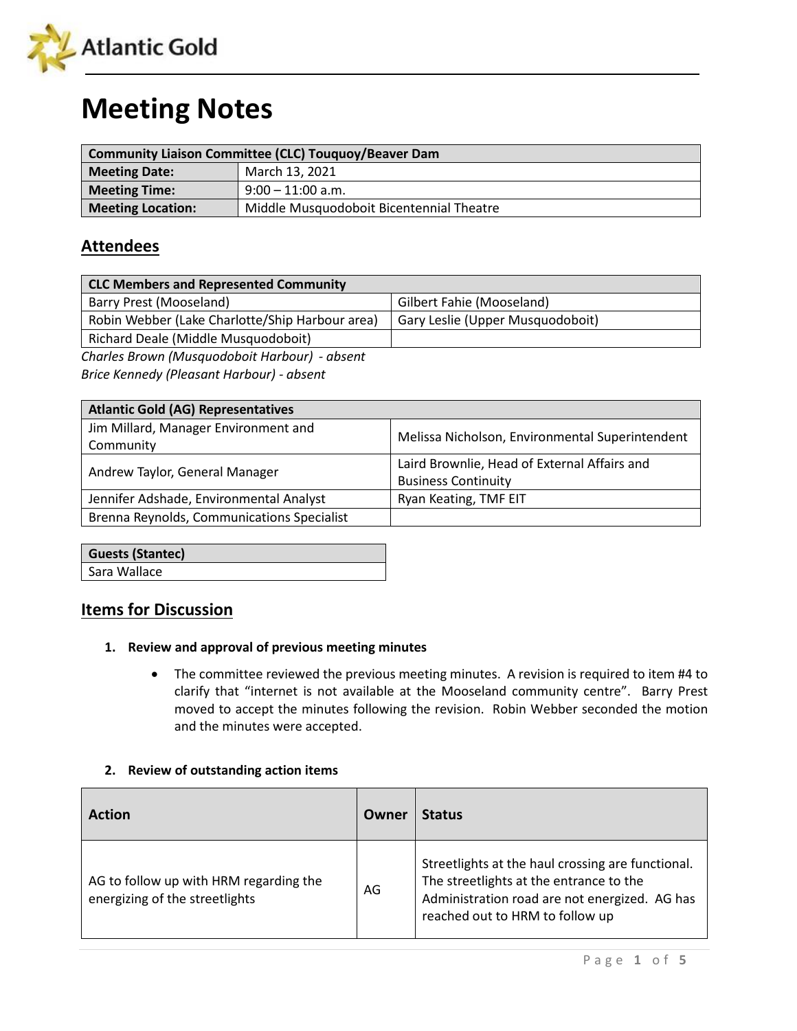Atlantic Gold

# Meeting Notes

| Community Liaison Committee (CLC) Touquoy/Beaver Dam | |
|---|---|
| **Meeting Date:** | March 13, 2021 |
| **Meeting Time:** | 9:00 – 11:00 a.m. |
| **Meeting Location:** | Middle Musquodoboit Bicentennial Theatre |

## Attendees

| CLC Members and Represented Community | |
|---|---|
| Barry Prest (Mooseland) | Gilbert Fahie (Mooseland) |
| Robin Webber (Lake Charlotte/Ship Harbour area) | Gary Leslie (Upper Musquodoboit) |
| Richard Deale (Middle Musquodoboit) | |

*Charles Brown (Musquodoboit Harbour) - absent*
*Brice Kennedy (Pleasant Harbour) - absent*

| Atlantic Gold (AG) Representatives | |
|---|---|
| Jim Millard, Manager Environment and Community | Melissa Nicholson, Environmental Superintendent |
| Andrew Taylor, General Manager | Laird Brownlie, Head of External Affairs and Business Continuity |
| Jennifer Adshade, Environmental Analyst | Ryan Keating, TMF EIT |
| Brenna Reynolds, Communications Specialist | |

| Guests (Stantec) |
|---|
| Sara Wallace |

## Items for Discussion

1. **Review and approval of previous meeting minutes**
   - The committee reviewed the previous meeting minutes. A revision is required to item #4 to clarify that "internet is not available at the Mooseland community centre". Barry Prest moved to accept the minutes following the revision. Robin Webber seconded the motion and the minutes were accepted.

2. **Review of outstanding action items**

| Action | Owner | Status |
|---|---|---|
| AG to follow up with HRM regarding the energizing of the streetlights | AG | Streetlights at the haul crossing are functional. The streetlights at the entrance to the Administration road are not energized. AG has reached out to HRM to follow up |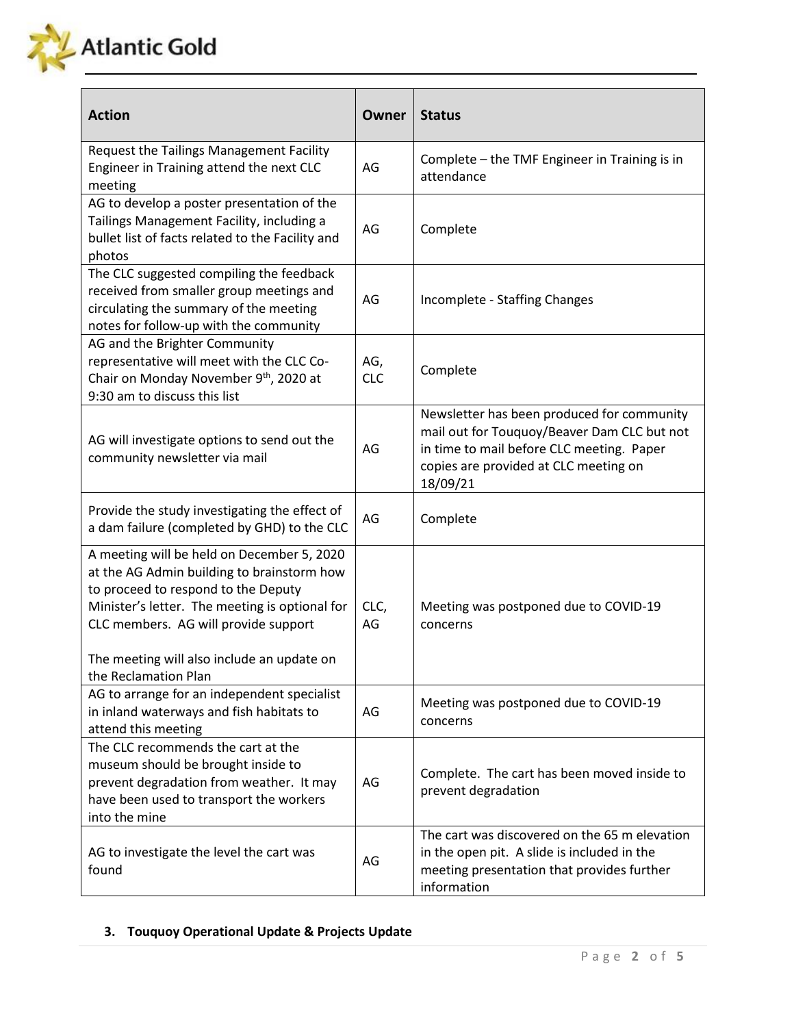| Action | Owner | Status |
| --- | --- | --- |
| Request the Tailings Management Facility Engineer in Training attend the next CLC meeting | AG | Complete – the TMF Engineer in Training is in attendance |
| AG to develop a poster presentation of the Tailings Management Facility, including a bullet list of facts related to the Facility and photos | AG | Complete |
| The CLC suggested compiling the feedback received from smaller group meetings and circulating the summary of the meeting notes for follow-up with the community | AG | Incomplete - Staffing Changes |
| AG and the Brighter Community representative will meet with the CLC Co-Chair on Monday November 9th, 2020 at 9:30 am to discuss this list | AG, CLC | Complete |
| AG will investigate options to send out the community newsletter via mail | AG | Newsletter has been produced for community mail out for Touquoy/Beaver Dam CLC but not in time to mail before CLC meeting. Paper copies are provided at CLC meeting on 18/09/21 |
| Provide the study investigating the effect of a dam failure (completed by GHD) to the CLC | AG | Complete |
| A meeting will be held on December 5, 2020 at the AG Admin building to brainstorm how to proceed to respond to the Deputy Minister's letter. The meeting is optional for CLC members. AG will provide support<br><br>The meeting will also include an update on the Reclamation Plan | CLC, AG | Meeting was postponed due to COVID-19 concerns |
| AG to arrange for an independent specialist in inland waterways and fish habitats to attend this meeting | AG | Meeting was postponed due to COVID-19 concerns |
| The CLC recommends the cart at the museum should be brought inside to prevent degradation from weather. It may have been used to transport the workers into the mine | AG | Complete. The cart has been moved inside to prevent degradation |
| AG to investigate the level the cart was found | AG | The cart was discovered on the 65 m elevation in the open pit. A slide is included in the meeting presentation that provides further information |

### 3. Touquoy Operational Update & Projects Update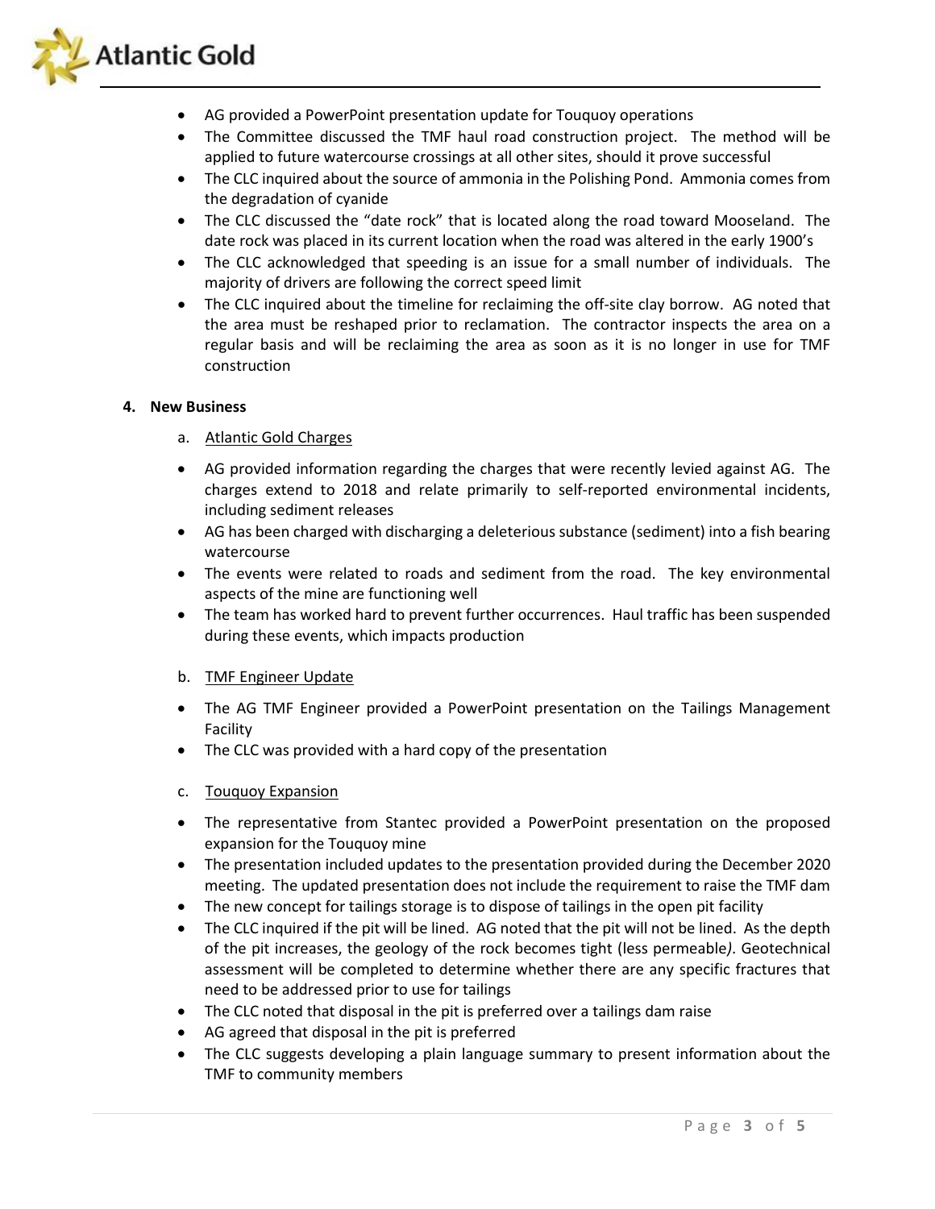- AG provided a PowerPoint presentation update for Touquoy operations
- The Committee discussed the TMF haul road construction project. The method will be applied to future watercourse crossings at all other sites, should it prove successful
- The CLC inquired about the source of ammonia in the Polishing Pond. Ammonia comes from the degradation of cyanide
- The CLC discussed the "date rock" that is located along the road toward Mooseland. The date rock was placed in its current location when the road was altered in the early 1900's
- The CLC acknowledged that speeding is an issue for a small number of individuals. The majority of drivers are following the correct speed limit
- The CLC inquired about the timeline for reclaiming the off-site clay borrow. AG noted that the area must be reshaped prior to reclamation. The contractor inspects the area on a regular basis and will be reclaiming the area as soon as it is no longer in use for TMF construction

## 4. New Business

a. Atlantic Gold Charges

- AG provided information regarding the charges that were recently levied against AG. The charges extend to 2018 and relate primarily to self-reported environmental incidents, including sediment releases
- AG has been charged with discharging a deleterious substance (sediment) into a fish bearing watercourse
- The events were related to roads and sediment from the road. The key environmental aspects of the mine are functioning well
- The team has worked hard to prevent further occurrences. Haul traffic has been suspended during these events, which impacts production

b. TMF Engineer Update

- The AG TMF Engineer provided a PowerPoint presentation on the Tailings Management Facility
- The CLC was provided with a hard copy of the presentation

c. Touquoy Expansion

- The representative from Stantec provided a PowerPoint presentation on the proposed expansion for the Touquoy mine
- The presentation included updates to the presentation provided during the December 2020 meeting. The updated presentation does not include the requirement to raise the TMF dam
- The new concept for tailings storage is to dispose of tailings in the open pit facility
- The CLC inquired if the pit will be lined. AG noted that the pit will not be lined. As the depth of the pit increases, the geology of the rock becomes tight (less permeable*)*. Geotechnical assessment will be completed to determine whether there are any specific fractures that need to be addressed prior to use for tailings
- The CLC noted that disposal in the pit is preferred over a tailings dam raise
- AG agreed that disposal in the pit is preferred
- The CLC suggests developing a plain language summary to present information about the TMF to community members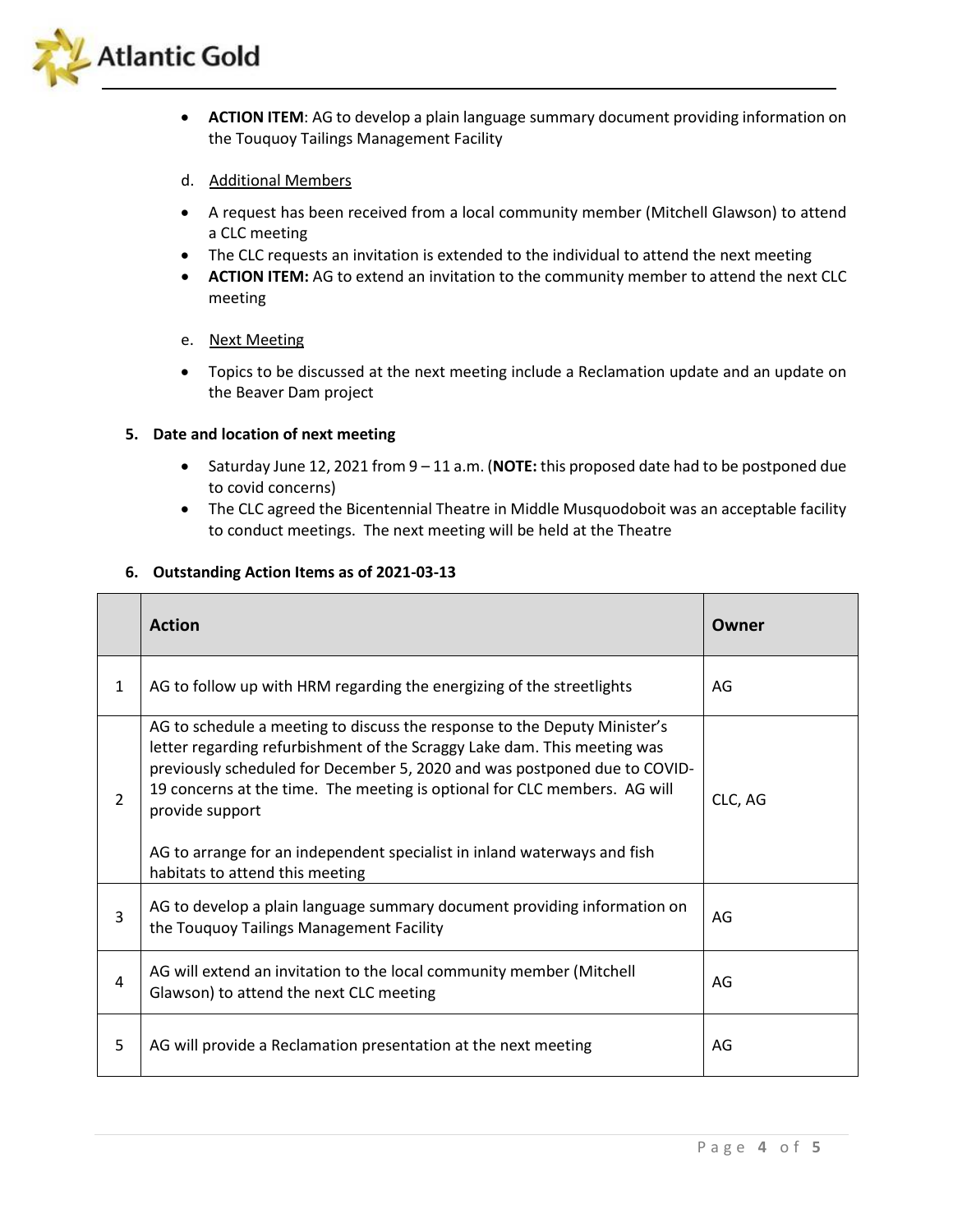- **ACTION ITEM**: AG to develop a plain language summary document providing information on the Touquoy Tailings Management Facility

d. Additional Members

- A request has been received from a local community member (Mitchell Glawson) to attend a CLC meeting
- The CLC requests an invitation is extended to the individual to attend the next meeting
- **ACTION ITEM:** AG to extend an invitation to the community member to attend the next CLC meeting

e. Next Meeting

- Topics to be discussed at the next meeting include a Reclamation update and an update on the Beaver Dam project

## 5. Date and location of next meeting

- Saturday June 12, 2021 from 9 – 11 a.m. (**NOTE:** this proposed date had to be postponed due to covid concerns)
- The CLC agreed the Bicentennial Theatre in Middle Musquodoboit was an acceptable facility to conduct meetings. The next meeting will be held at the Theatre

## 6. Outstanding Action Items as of 2021-03-13

| | Action | Owner |
|---|---|---|
| 1 | AG to follow up with HRM regarding the energizing of the streetlights | AG |
| 2 | AG to schedule a meeting to discuss the response to the Deputy Minister's letter regarding refurbishment of the Scraggy Lake dam. This meeting was previously scheduled for December 5, 2020 and was postponed due to COVID-19 concerns at the time. The meeting is optional for CLC members. AG will provide support<br><br>AG to arrange for an independent specialist in inland waterways and fish habitats to attend this meeting | CLC, AG |
| 3 | AG to develop a plain language summary document providing information on the Touquoy Tailings Management Facility | AG |
| 4 | AG will extend an invitation to the local community member (Mitchell Glawson) to attend the next CLC meeting | AG |
| 5 | AG will provide a Reclamation presentation at the next meeting | AG |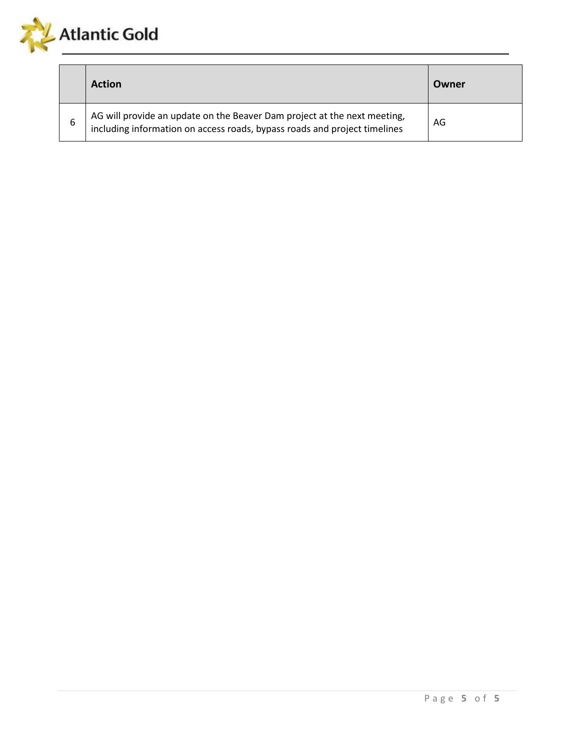| | Action | Owner |
|---|---|---|
| 6 | AG will provide an update on the Beaver Dam project at the next meeting, including information on access roads, bypass roads and project timelines | AG |